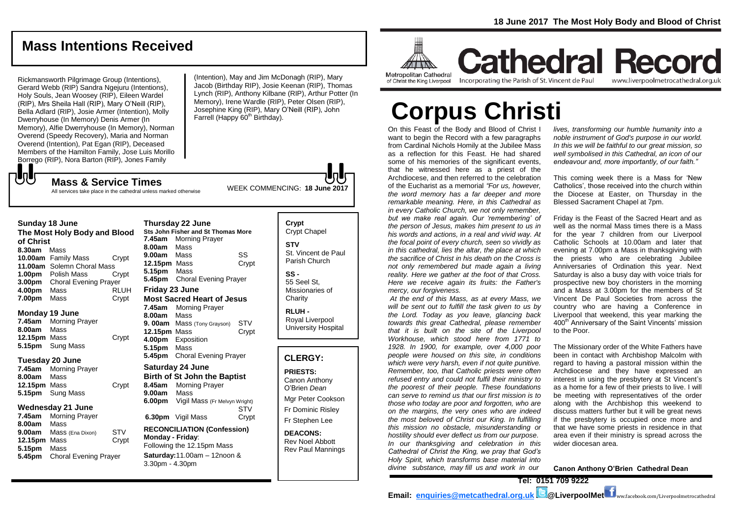## Mass Intentions Received

Rickmansworth Pilgrimage Group (Intentions), Gerard Webb (RIP) Sandra Ngejuru (Intentions), Holy Souls, Jean Woosey (RIP), Eileen Wardel (RIP), Mrs Sheila Hall (RIP), Mary O'Neill (RIP), Bella Adlard (RIP), Josie Armer (Intention), Molly Dwerryhouse (In Memory) Denis Armer (In Memory), Alfie Dwerryhouse (In Memory), Norman Overend (Speedy Recovery), Maria and Norman Overend (Intention), Pat Egan (RIP), Deceased Members of the Hamilton Family, Jose Luis Morillo Borrego (RIP), Nora Barton (RIP), Jones Family (Intention), May and Jim McDonagh (RIP), Mary Jacob (Birthday RIP), Josie Keenan (RIP), Thomas Lynch (RIP), Anthony Kilbane (RIP), Arthur Potter (In Memory), Irene Wardle (RIP), Peter Olsen (RIP), Josephine King (RIP), Mary O'Neill (RIP), John Farrell (Happy 60th Birthday).

## Mass & Service Times

All services take place in the cathedral unless marked otherwise

WEEK COMMENCING: **18 June 2017**

**Sunday 18 June**
**The Most Holy Body and Blood of Christ**
**8.30am** Mass
**10.00am** Family Mass — Crypt
**11.00am** Solemn Choral Mass
**1.00pm** Polish Mass — Crypt
**3.00pm** Choral Evening Prayer
**4.00pm** Mass — RLUH
**7.00pm** Mass — Crypt

**Monday 19 June**
**7.45am** Morning Prayer
**8.00am** Mass
**12.15pm** Mass — Crypt
**5.15pm** Sung Mass

**Tuesday 20 June**
**7.45am** Morning Prayer
**8.00am** Mass
**12.15pm** Mass — Crypt
**5.15pm** Sung Mass

**Wednesday 21 June**
**7.45am** Morning Prayer
**8.00am** Mass
**9.00am** Mass (Ena Dixon) — STV
**12.15pm** Mass — Crypt
**5.15pm** Mass
**5.45pm** Choral Evening Prayer

**Thursday 22 June**
**Sts John Fisher and St Thomas More**
**7.45am** Morning Prayer
**8.00am** Mass
**9.00am** Mass — SS
**12.15pm** Mass — Crypt
**5.15pm** Mass
**5.45pm** Choral Evening Prayer

**Friday 23 June**
**Most Sacred Heart of Jesus**
**7.45am** Morning Prayer
**8.00am** Mass
**9. 00am** Mass (Tony Grayson) — STV
**12.15pm** Mass — Crypt
**4.00pm** Exposition
**5.15pm** Mass
**5.45pm** Choral Evening Prayer

**Saturday 24 June**
**Birth of St John the Baptist**
**8.45am** Morning Prayer
**9.00am** Mass
**6.00pm** Vigil Mass (Fr Melvyn Wright) — STV
**6.30pm** Vigil Mass — Crypt

**RECONCILIATION (Confession)**
**Monday - Friday**: Following the 12.15pm Mass
**Saturday:** 11.00am – 12noon & 3.30pm - 4.30pm

**Crypt**
Crypt Chapel

**STV**
St. Vincent de Paul Parish Church

**SS -**
55 Seel St, Missionaries of Charity

**RLUH -**
Royal Liverpool University Hospital

## CLERGY:

**PRIESTS:**
Canon Anthony O'Brien *Dean*
Mgr Peter Cookson
Fr Dominic Risley
Fr Stephen Lee

**DEACONS:**
Rev Noel Abbott
Rev Paul Mannings

**18 June 2017 The Most Holy Body and Blood of Christ**

Metropolitan Cathedral of Christ the King Liverpool

# Cathedral Record

Incorporating the Parish of St. Vincent de Paul — www.liverpoolmetrocathedral.org.uk

# Corpus Christi

On this Feast of the Body and Blood of Christ I want to begin the Record with a few paragraphs from Cardinal Nichols Homily at the Jubilee Mass as a reflection for this Feast. He had shared some of his memories of the significant events, that he witnessed here as a priest of the Archdiocese, and then referred to the celebration of the Eucharist as a memorial *"For us, however, the word memory has a far deeper and more remarkable meaning. Here, in this Cathedral as in every Catholic Church, we not only remember, but we make real again. Our 'remembering' of the person of Jesus, makes him present to us in his words and actions, in a real and vivid way. At the focal point of every church, seen so vividly as in this cathedral, lies the altar, the place at which the sacrifice of Christ in his death on the Cross is not only remembered but made again a living reality. Here we gather at the foot of that Cross. Here we receive again its fruits: the Father's mercy, our forgiveness.*

*At the end of this Mass, as at every Mass, we will be sent out to fulfill the task given to us by the Lord. Today as you leave, glancing back towards this great Cathedral, please remember that it is built on the site of the Liverpool Workhouse, which stood here from 1771 to 1928. In 1900, for example, over 4,000 poor people were housed on this site, in conditions which were very harsh, even if not quite punitive. Remember, too, that Catholic priests were often refused entry and could not fulfil their ministry to the poorest of their people. These foundations can serve to remind us that our first mission is to those who today are poor and forgotten, who are on the margins, the very ones who are indeed the most beloved of Christ our King. In fulfilling this mission no obstacle, misunderstanding or hostility should ever deflect us from our purpose. In our thanksgiving and celebration in this Cathedral of Christ the King, we pray that God's Holy Spirit, which transforms base material into divine substance, may fill us and work in our lives, transforming our humble humanity into a noble instrument of God's purpose in our world. In this we will be faithful to our great mission, so well symbolised in this Cathedral, an icon of our endeavour and, more importantly, of our faith."*

This coming week there is a Mass for 'New Catholics', those received into the church within the Diocese at Easter, on Thursday in the Blessed Sacrament Chapel at 7pm.

Friday is the Feast of the Sacred Heart and as well as the normal Mass times there is a Mass for the year 7 children from our Liverpool Catholic Schools at 10.00am and later that evening at 7.00pm a Mass in thanksgiving with the priests who are celebrating Jubilee Anniversaries of Ordination this year. Next Saturday is also a busy day with voice trials for prospective new boy choristers in the morning and a Mass at 3.00pm for the members of St Vincent De Paul Societies from across the country who are having a Conference in Liverpool that weekend, this year marking the 400th Anniversary of the Saint Vincents' mission to the Poor.

The Missionary order of the White Fathers have been in contact with Archbishop Malcolm with regard to having a pastoral mission within the Archdiocese and they have expressed an interest in using the presbytery at St Vincent's as a home for a few of their priests to live. I will be meeting with representatives of the order along with the Archbishop this weekend to discuss matters further but it will be great news if the presbytery is occupied once more and that we have some priests in residence in that area even if their ministry is spread across the wider diocesan area.

**Canon Anthony O'Brien Cathedral Dean**

**Tel: 0151 709 9222**

**Email: enquiries@metcathedral.org.uk @LiverpoolMet** www.facebook.com/Liverpoolmetrocathedral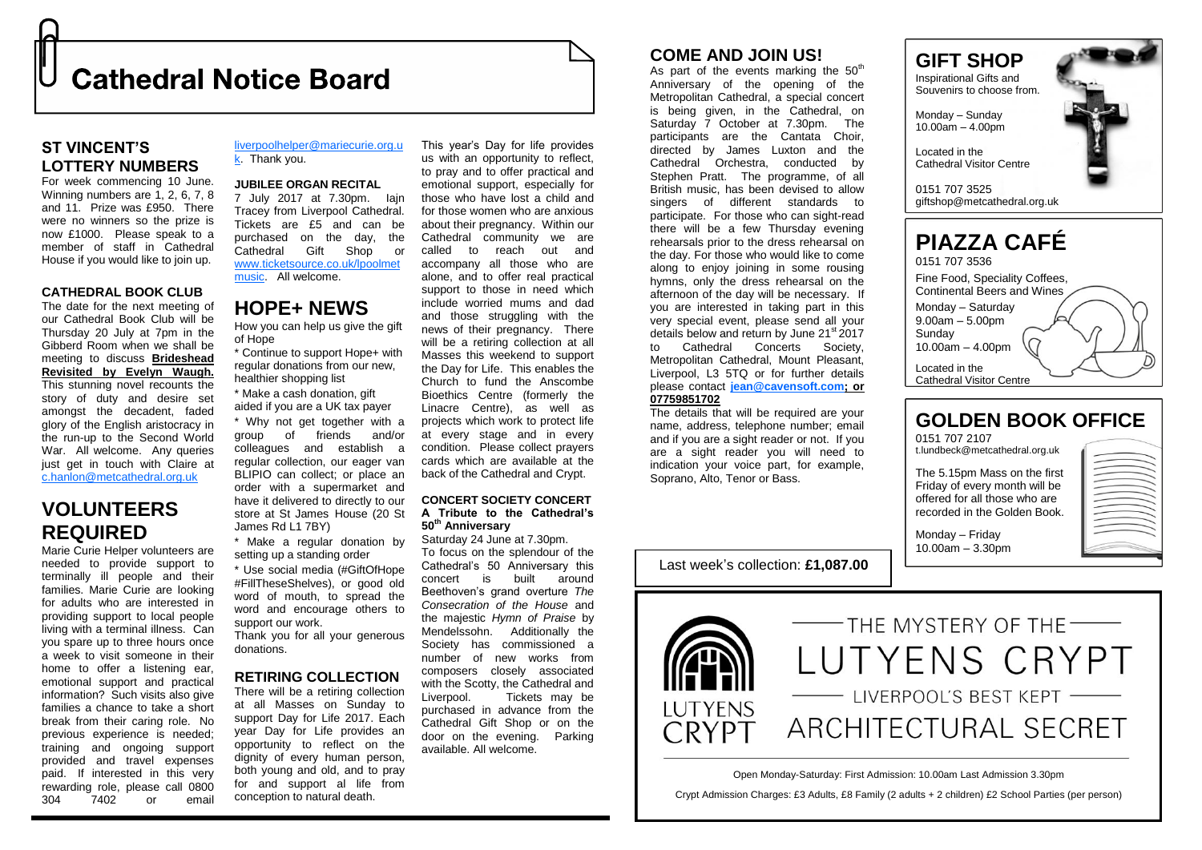# Cathedral Notice Board

## ST VINCENT'S LOTTERY NUMBERS

For week commencing 10 June. Winning numbers are 1, 2, 6, 7, 8 and 11. Prize was £950. There were no winners so the prize is now £1000. Please speak to a member of staff in Cathedral House if you would like to join up.

### CATHEDRAL BOOK CLUB

The date for the next meeting of our Cathedral Book Club will be Thursday 20 July at 7pm in the Gibberd Room when we shall be meeting to discuss **Brideshead Revisited by Evelyn Waugh.** This stunning novel recounts the story of duty and desire set amongst the decadent, faded glory of the English aristocracy in the run-up to the Second World War. All welcome. Any queries just get in touch with Claire at c.hanlon@metcathedral.org.uk

## VOLUNTEERS REQUIRED

Marie Curie Helper volunteers are needed to provide support to terminally ill people and their families. Marie Curie are looking for adults who are interested in providing support to local people living with a terminal illness. Can you spare up to three hours once a week to visit someone in their home to offer a listening ear, emotional support and practical information? Such visits also give families a chance to take a short break from their caring role. No previous experience is needed; training and ongoing support provided and travel expenses paid. If interested in this very rewarding role, please call 0800 304 7402 or email liverpoolhelper@mariecurie.org.uk. Thank you.

### JUBILEE ORGAN RECITAL

7 July 2017 at 7.30pm. Iain Tracey from Liverpool Cathedral. Tickets are £5 and can be purchased on the day, the Cathedral Gift Shop or www.ticketsource.co.uk/lpoolmetmusic. All welcome.

## HOPE+ NEWS

How you can help us give the gift of Hope

* Continue to support Hope+ with regular donations from our new, healthier shopping list
* Make a cash donation, gift aided if you are a UK tax payer
* Why not get together with a group of friends and/or colleagues and establish a regular collection, our eager van BLIPIO can collect; or place an order with a supermarket and have it delivered to directly to our store at St James House (20 St James Rd L1 7BY)
* Make a regular donation by setting up a standing order
* Use social media (#GiftOfHope #FillTheseShelves), or good old word of mouth, to spread the word and encourage others to support our work.

Thank you for all your generous donations.

### RETIRING COLLECTION

There will be a retiring collection at all Masses on Sunday to support Day for Life 2017. Each year Day for Life provides an opportunity to reflect on the dignity of every human person, both young and old, and to pray for and support al life from conception to natural death.

This year's Day for life provides us with an opportunity to reflect, to pray and to offer practical and emotional support, especially for those who have lost a child and for those women who are anxious about their pregnancy. Within our Cathedral community we are called to reach out and accompany all those who are alone, and to offer real practical support to those in need which include worried mums and dad and those struggling with the news of their pregnancy. There will be a retiring collection at all Masses this weekend to support the Day for Life. This enables the Church to fund the Anscombe Bioethics Centre (formerly the Linacre Centre), as well as projects which work to protect life at every stage and in every condition. Please collect prayers cards which are available at the back of the Cathedral and Crypt.

### CONCERT SOCIETY CONCERT

**A Tribute to the Cathedral's 50th Anniversary**

Saturday 24 June at 7.30pm.

To focus on the splendour of the Cathedral's 50 Anniversary this concert is built around Beethoven's grand overture *The Consecration of the House* and the majestic *Hymn of Praise* by Mendelssohn. Additionally the Society has commissioned a number of new works from composers closely associated with the Scotty, the Cathedral and Liverpool. Tickets may be purchased in advance from the Cathedral Gift Shop or on the door on the evening. Parking available. All welcome.

## COME AND JOIN US!

As part of the events marking the 50th Anniversary of the opening of the Metropolitan Cathedral, a special concert is being given, in the Cathedral, on Saturday 7 October at 7.30pm. The participants are the Cantata Choir, directed by James Luxton and the Cathedral Orchestra, conducted by Stephen Pratt. The programme, of all British music, has been devised to allow singers of different standards to participate. For those who can sight-read there will be a few Thursday evening rehearsals prior to the dress rehearsal on the day. For those who would like to come along to enjoy joining in some rousing hymns, only the dress rehearsal on the afternoon of the day will be necessary. If you are interested in taking part in this very special event, please send all your details below and return by June 21st 2017 to Cathedral Concerts Society, Metropolitan Cathedral, Mount Pleasant, Liverpool, L3 5TQ or for further details please contact **jean@cavensoft.com; or 07759851702**

The details that will be required are your name, address, telephone number; email and if you are a sight reader or not. If you are a sight reader you will need to indication your voice part, for example, Soprano, Alto, Tenor or Bass.

Last week's collection: **£1,087.00**

## GIFT SHOP

Inspirational Gifts and Souvenirs to choose from.

Monday – Sunday
10.00am – 4.00pm

Located in the Cathedral Visitor Centre

0151 707 3525
giftshop@metcathedral.org.uk

## PIAZZA CAFÉ

0151 707 3536

Fine Food, Speciality Coffees, Continental Beers and Wines

Monday – Saturday
9.00am – 5.00pm
Sunday
10.00am – 4.00pm

Located in the Cathedral Visitor Centre

## GOLDEN BOOK OFFICE

0151 707 2107
t.lundbeck@metcathedral.org.uk

The 5.15pm Mass on the first Friday of every month will be offered for all those who are recorded in the Golden Book.

Monday – Friday
10.00am – 3.30pm

LUTYENS CRYPT

THE MYSTERY OF THE LUTYENS CRYPT

LIVERPOOL'S BEST KEPT ARCHITECTURAL SECRET

Open Monday-Saturday: First Admission: 10.00am Last Admission 3.30pm

Crypt Admission Charges: £3 Adults, £8 Family (2 adults + 2 children) £2 School Parties (per person)